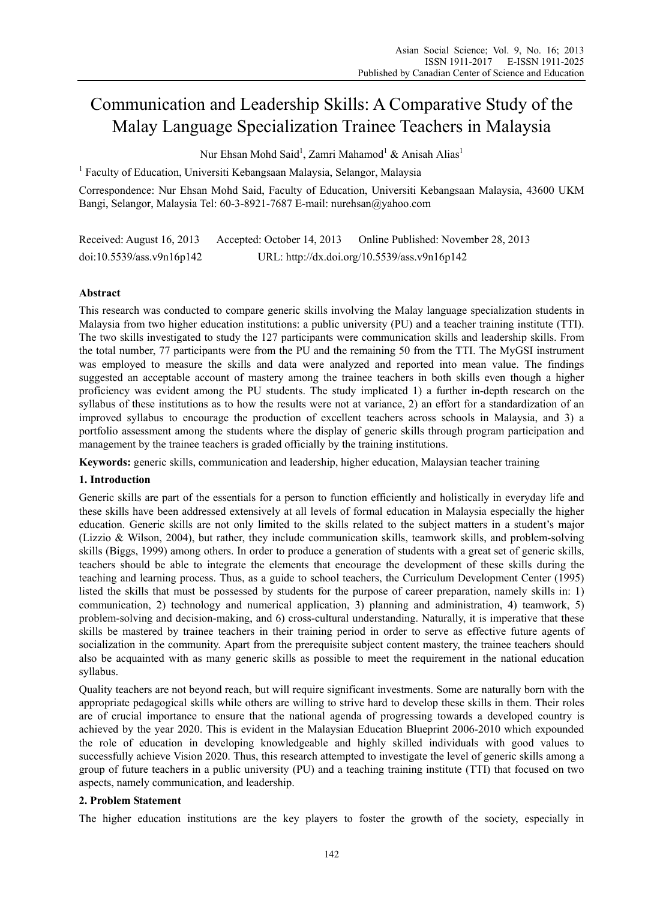# Communication and Leadership Skills: A Comparative Study of the Malay Language Specialization Trainee Teachers in Malaysia

Nur Ehsan Mohd Said[1], Zamri Mahamod[1] & Anisah Alias[1]

[1] Faculty of Education, Universiti Kebangsaan Malaysia, Selangor, Malaysia

Correspondence: Nur Ehsan Mohd Said, Faculty of Education, Universiti Kebangsaan Malaysia, 43600 UKM Bangi, Selangor, Malaysia Tel: 60-3-8921-7687 E-mail: nurehsan@yahoo.com

Received: August 16, 2013 Accepted: October 14, 2013 Online Published: November 28, 2013

doi:10.5539/ass.v9n16p142 URL: http://dx.doi.org/10.5539/ass.v9n16p142

## Abstract

This research was conducted to compare generic skills involving the Malay language specialization students in Malaysia from two higher education institutions: a public university (PU) and a teacher training institute (TTI). The two skills investigated to study the 127 participants were communication skills and leadership skills. From the total number, 77 participants were from the PU and the remaining 50 from the TTI. The MyGSI instrument was employed to measure the skills and data were analyzed and reported into mean value. The findings suggested an acceptable account of mastery among the trainee teachers in both skills even though a higher proficiency was evident among the PU students. The study implicated 1) a further in-depth research on the syllabus of these institutions as to how the results were not at variance, 2) an effort for a standardization of an improved syllabus to encourage the production of excellent teachers across schools in Malaysia, and 3) a portfolio assessment among the students where the display of generic skills through program participation and management by the trainee teachers is graded officially by the training institutions.

**Keywords:** generic skills, communication and leadership, higher education, Malaysian teacher training

## 1. Introduction

Generic skills are part of the essentials for a person to function efficiently and holistically in everyday life and these skills have been addressed extensively at all levels of formal education in Malaysia especially the higher education. Generic skills are not only limited to the skills related to the subject matters in a student's major (Lizzio & Wilson, 2004), but rather, they include communication skills, teamwork skills, and problem-solving skills (Biggs, 1999) among others. In order to produce a generation of students with a great set of generic skills, teachers should be able to integrate the elements that encourage the development of these skills during the teaching and learning process. Thus, as a guide to school teachers, the Curriculum Development Center (1995) listed the skills that must be possessed by students for the purpose of career preparation, namely skills in: 1) communication, 2) technology and numerical application, 3) planning and administration, 4) teamwork, 5) problem-solving and decision-making, and 6) cross-cultural understanding. Naturally, it is imperative that these skills be mastered by trainee teachers in their training period in order to serve as effective future agents of socialization in the community. Apart from the prerequisite subject content mastery, the trainee teachers should also be acquainted with as many generic skills as possible to meet the requirement in the national education syllabus.

Quality teachers are not beyond reach, but will require significant investments. Some are naturally born with the appropriate pedagogical skills while others are willing to strive hard to develop these skills in them. Their roles are of crucial importance to ensure that the national agenda of progressing towards a developed country is achieved by the year 2020. This is evident in the Malaysian Education Blueprint 2006-2010 which expounded the role of education in developing knowledgeable and highly skilled individuals with good values to successfully achieve Vision 2020. Thus, this research attempted to investigate the level of generic skills among a group of future teachers in a public university (PU) and a teaching training institute (TTI) that focused on two aspects, namely communication, and leadership.

## 2. Problem Statement

The higher education institutions are the key players to foster the growth of the society, especially in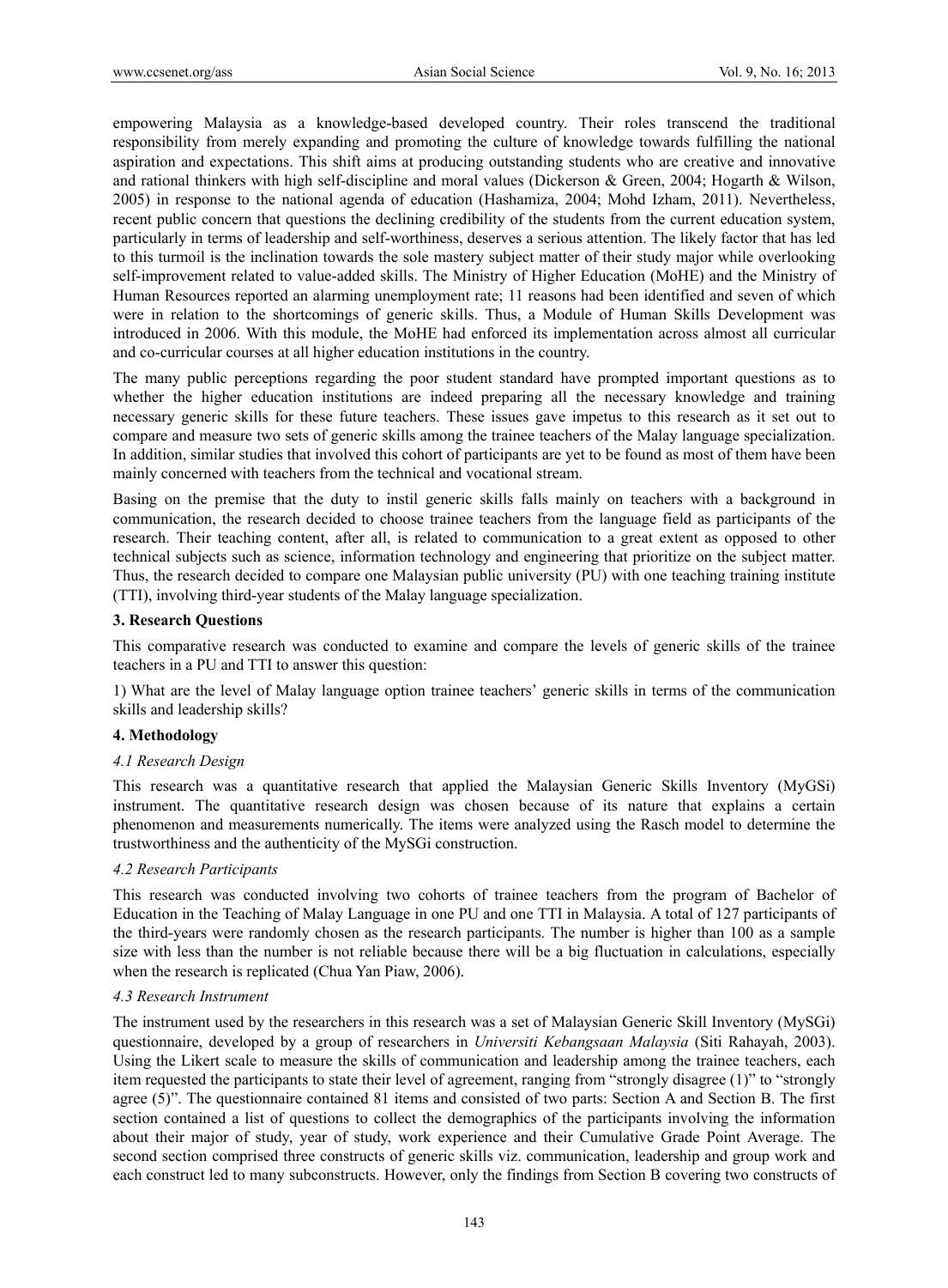empowering Malaysia as a knowledge-based developed country. Their roles transcend the traditional responsibility from merely expanding and promoting the culture of knowledge towards fulfilling the national aspiration and expectations. This shift aims at producing outstanding students who are creative and innovative and rational thinkers with high self-discipline and moral values (Dickerson & Green, 2004; Hogarth & Wilson, 2005) in response to the national agenda of education (Hashamiza, 2004; Mohd Izham, 2011). Nevertheless, recent public concern that questions the declining credibility of the students from the current education system, particularly in terms of leadership and self-worthiness, deserves a serious attention. The likely factor that has led to this turmoil is the inclination towards the sole mastery subject matter of their study major while overlooking self-improvement related to value-added skills. The Ministry of Higher Education (MoHE) and the Ministry of Human Resources reported an alarming unemployment rate; 11 reasons had been identified and seven of which were in relation to the shortcomings of generic skills. Thus, a Module of Human Skills Development was introduced in 2006. With this module, the MoHE had enforced its implementation across almost all curricular and co-curricular courses at all higher education institutions in the country.

The many public perceptions regarding the poor student standard have prompted important questions as to whether the higher education institutions are indeed preparing all the necessary knowledge and training necessary generic skills for these future teachers. These issues gave impetus to this research as it set out to compare and measure two sets of generic skills among the trainee teachers of the Malay language specialization. In addition, similar studies that involved this cohort of participants are yet to be found as most of them have been mainly concerned with teachers from the technical and vocational stream.

Basing on the premise that the duty to instil generic skills falls mainly on teachers with a background in communication, the research decided to choose trainee teachers from the language field as participants of the research. Their teaching content, after all, is related to communication to a great extent as opposed to other technical subjects such as science, information technology and engineering that prioritize on the subject matter. Thus, the research decided to compare one Malaysian public university (PU) with one teaching training institute (TTI), involving third-year students of the Malay language specialization.

## 3. Research Questions

This comparative research was conducted to examine and compare the levels of generic skills of the trainee teachers in a PU and TTI to answer this question:

1) What are the level of Malay language option trainee teachers' generic skills in terms of the communication skills and leadership skills?

## 4. Methodology

### *4.1 Research Design*

This research was a quantitative research that applied the Malaysian Generic Skills Inventory (MyGSi) instrument. The quantitative research design was chosen because of its nature that explains a certain phenomenon and measurements numerically. The items were analyzed using the Rasch model to determine the trustworthiness and the authenticity of the MySGi construction.

### *4.2 Research Participants*

This research was conducted involving two cohorts of trainee teachers from the program of Bachelor of Education in the Teaching of Malay Language in one PU and one TTI in Malaysia. A total of 127 participants of the third-years were randomly chosen as the research participants. The number is higher than 100 as a sample size with less than the number is not reliable because there will be a big fluctuation in calculations, especially when the research is replicated (Chua Yan Piaw, 2006).

### *4.3 Research Instrument*

The instrument used by the researchers in this research was a set of Malaysian Generic Skill Inventory (MySGi) questionnaire, developed by a group of researchers in *Universiti Kebangsaan Malaysia* (Siti Rahayah, 2003). Using the Likert scale to measure the skills of communication and leadership among the trainee teachers, each item requested the participants to state their level of agreement, ranging from "strongly disagree (1)" to "strongly agree (5)". The questionnaire contained 81 items and consisted of two parts: Section A and Section B. The first section contained a list of questions to collect the demographics of the participants involving the information about their major of study, year of study, work experience and their Cumulative Grade Point Average. The second section comprised three constructs of generic skills viz. communication, leadership and group work and each construct led to many subconstructs. However, only the findings from Section B covering two constructs of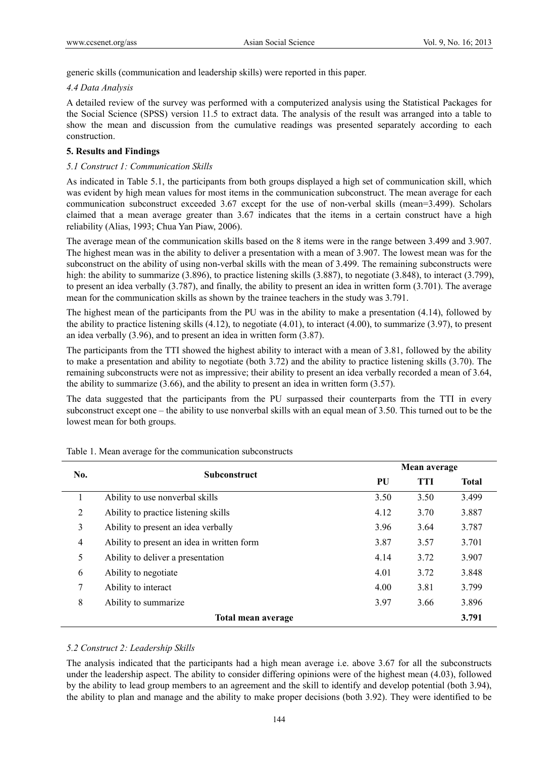generic skills (communication and leadership skills) were reported in this paper.

*4.4 Data Analysis*

A detailed review of the survey was performed with a computerized analysis using the Statistical Packages for the Social Science (SPSS) version 11.5 to extract data. The analysis of the result was arranged into a table to show the mean and discussion from the cumulative readings was presented separately according to each construction.

## 5. Results and Findings

*5.1 Construct 1: Communication Skills*

As indicated in Table 5.1, the participants from both groups displayed a high set of communication skill, which was evident by high mean values for most items in the communication subconstruct. The mean average for each communication subconstruct exceeded 3.67 except for the use of non-verbal skills (mean=3.499). Scholars claimed that a mean average greater than 3.67 indicates that the items in a certain construct have a high reliability (Alias, 1993; Chua Yan Piaw, 2006).

The average mean of the communication skills based on the 8 items were in the range between 3.499 and 3.907. The highest mean was in the ability to deliver a presentation with a mean of 3.907. The lowest mean was for the subconstruct on the ability of using non-verbal skills with the mean of 3.499. The remaining subconstructs were high: the ability to summarize (3.896), to practice listening skills (3.887), to negotiate (3.848), to interact (3.799), to present an idea verbally (3.787), and finally, the ability to present an idea in written form (3.701). The average mean for the communication skills as shown by the trainee teachers in the study was 3.791.

The highest mean of the participants from the PU was in the ability to make a presentation (4.14), followed by the ability to practice listening skills (4.12), to negotiate (4.01), to interact (4.00), to summarize (3.97), to present an idea verbally (3.96), and to present an idea in written form (3.87).

The participants from the TTI showed the highest ability to interact with a mean of 3.81, followed by the ability to make a presentation and ability to negotiate (both 3.72) and the ability to practice listening skills (3.70). The remaining subconstructs were not as impressive; their ability to present an idea verbally recorded a mean of 3.64, the ability to summarize (3.66), and the ability to present an idea in written form (3.57).

The data suggested that the participants from the PU surpassed their counterparts from the TTI in every subconstruct except one – the ability to use nonverbal skills with an equal mean of 3.50. This turned out to be the lowest mean for both groups.

Table 1. Mean average for the communication subconstructs

| No. | Subconstruct | Mean average | | |
|---|---|---|---|---|
| | | PU | TTI | Total |
| 1 | Ability to use nonverbal skills | 3.50 | 3.50 | 3.499 |
| 2 | Ability to practice listening skills | 4.12 | 3.70 | 3.887 |
| 3 | Ability to present an idea verbally | 3.96 | 3.64 | 3.787 |
| 4 | Ability to present an idea in written form | 3.87 | 3.57 | 3.701 |
| 5 | Ability to deliver a presentation | 4.14 | 3.72 | 3.907 |
| 6 | Ability to negotiate | 4.01 | 3.72 | 3.848 |
| 7 | Ability to interact | 4.00 | 3.81 | 3.799 |
| 8 | Ability to summarize | 3.97 | 3.66 | 3.896 |
| | **Total mean average** | | | **3.791** |

*5.2 Construct 2: Leadership Skills*

The analysis indicated that the participants had a high mean average i.e. above 3.67 for all the subconstructs under the leadership aspect. The ability to consider differing opinions were of the highest mean (4.03), followed by the ability to lead group members to an agreement and the skill to identify and develop potential (both 3.94), the ability to plan and manage and the ability to make proper decisions (both 3.92). They were identified to be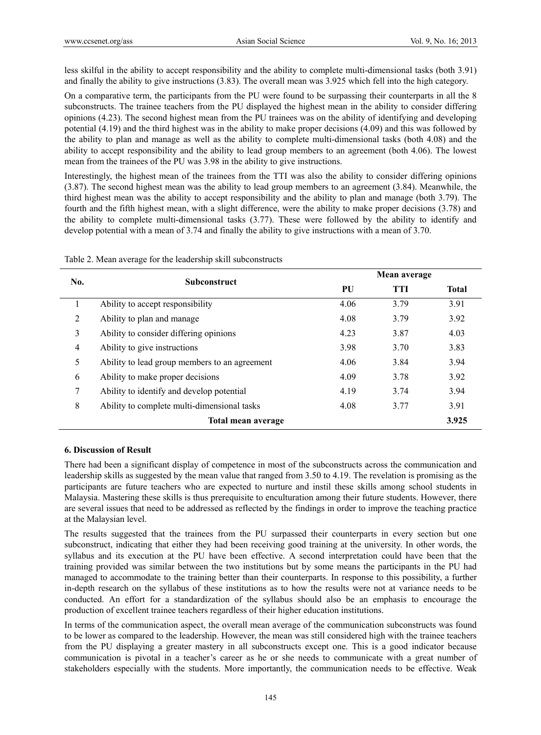less skilful in the ability to accept responsibility and the ability to complete multi-dimensional tasks (both 3.91) and finally the ability to give instructions (3.83). The overall mean was 3.925 which fell into the high category.

On a comparative term, the participants from the PU were found to be surpassing their counterparts in all the 8 subconstructs. The trainee teachers from the PU displayed the highest mean in the ability to consider differing opinions (4.23). The second highest mean from the PU trainees was on the ability of identifying and developing potential (4.19) and the third highest was in the ability to make proper decisions (4.09) and this was followed by the ability to plan and manage as well as the ability to complete multi-dimensional tasks (both 4.08) and the ability to accept responsibility and the ability to lead group members to an agreement (both 4.06). The lowest mean from the trainees of the PU was 3.98 in the ability to give instructions.

Interestingly, the highest mean of the trainees from the TTI was also the ability to consider differing opinions (3.87). The second highest mean was the ability to lead group members to an agreement (3.84). Meanwhile, the third highest mean was the ability to accept responsibility and the ability to plan and manage (both 3.79). The fourth and the fifth highest mean, with a slight difference, were the ability to make proper decisions (3.78) and the ability to complete multi-dimensional tasks (3.77). These were followed by the ability to identify and develop potential with a mean of 3.74 and finally the ability to give instructions with a mean of 3.70.

Table 2. Mean average for the leadership skill subconstructs

| No. | Subconstruct | Mean average | | |
|---|---|---|---|---|
| | | **PU** | **TTI** | **Total** |
| 1 | Ability to accept responsibility | 4.06 | 3.79 | 3.91 |
| 2 | Ability to plan and manage | 4.08 | 3.79 | 3.92 |
| 3 | Ability to consider differing opinions | 4.23 | 3.87 | 4.03 |
| 4 | Ability to give instructions | 3.98 | 3.70 | 3.83 |
| 5 | Ability to lead group members to an agreement | 4.06 | 3.84 | 3.94 |
| 6 | Ability to make proper decisions | 4.09 | 3.78 | 3.92 |
| 7 | Ability to identify and develop potential | 4.19 | 3.74 | 3.94 |
| 8 | Ability to complete multi-dimensional tasks | 4.08 | 3.77 | 3.91 |
| | **Total mean average** | | | **3.925** |

### 6. Discussion of Result

There had been a significant display of competence in most of the subconstructs across the communication and leadership skills as suggested by the mean value that ranged from 3.50 to 4.19. The revelation is promising as the participants are future teachers who are expected to nurture and instil these skills among school students in Malaysia. Mastering these skills is thus prerequisite to enculturation among their future students. However, there are several issues that need to be addressed as reflected by the findings in order to improve the teaching practice at the Malaysian level.

The results suggested that the trainees from the PU surpassed their counterparts in every section but one subconstruct, indicating that either they had been receiving good training at the university. In other words, the syllabus and its execution at the PU have been effective. A second interpretation could have been that the training provided was similar between the two institutions but by some means the participants in the PU had managed to accommodate to the training better than their counterparts. In response to this possibility, a further in-depth research on the syllabus of these institutions as to how the results were not at variance needs to be conducted. An effort for a standardization of the syllabus should also be an emphasis to encourage the production of excellent trainee teachers regardless of their higher education institutions.

In terms of the communication aspect, the overall mean average of the communication subconstructs was found to be lower as compared to the leadership. However, the mean was still considered high with the trainee teachers from the PU displaying a greater mastery in all subconstructs except one. This is a good indicator because communication is pivotal in a teacher's career as he or she needs to communicate with a great number of stakeholders especially with the students. More importantly, the communication needs to be effective. Weak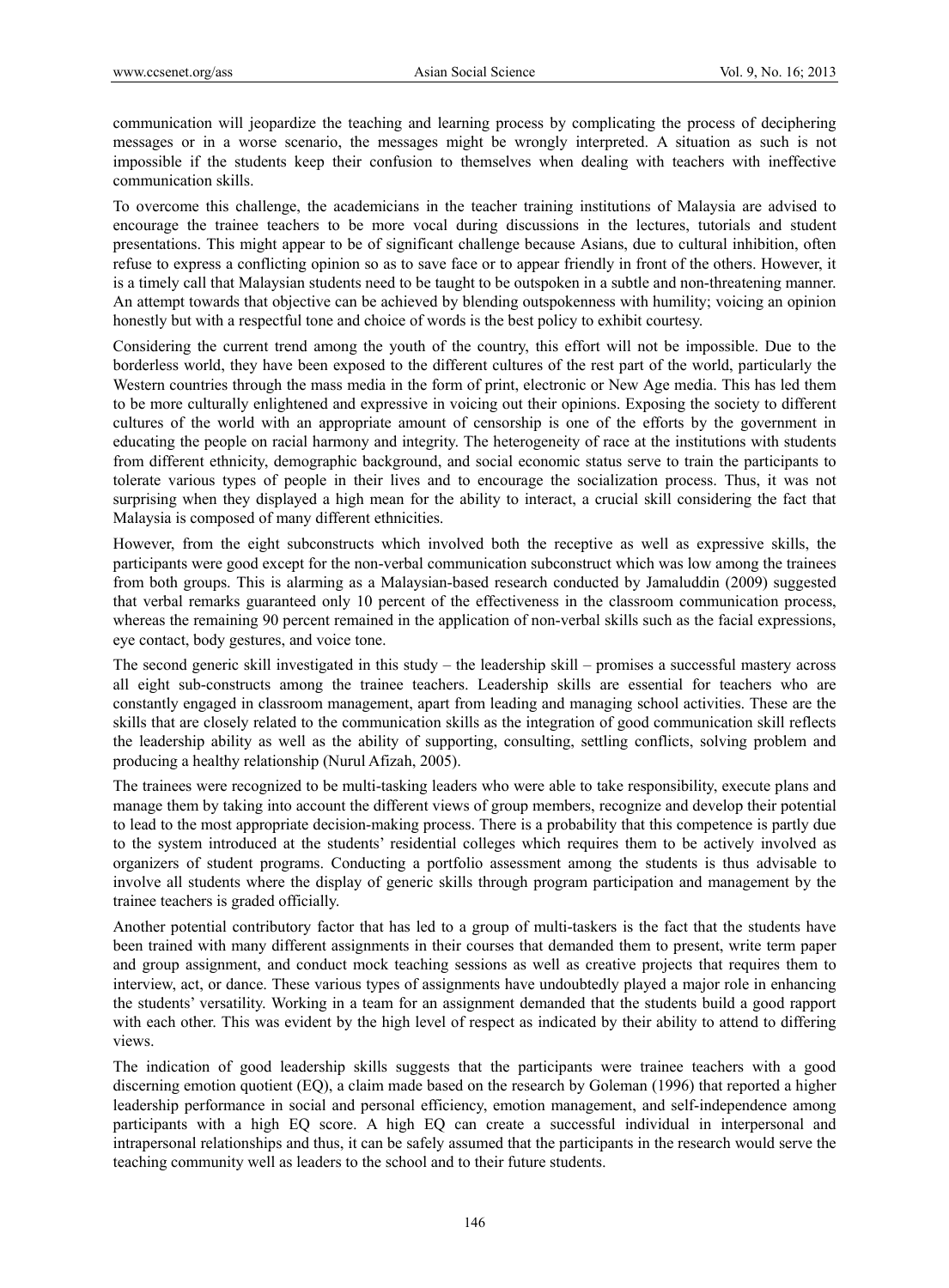communication will jeopardize the teaching and learning process by complicating the process of deciphering messages or in a worse scenario, the messages might be wrongly interpreted. A situation as such is not impossible if the students keep their confusion to themselves when dealing with teachers with ineffective communication skills.

To overcome this challenge, the academicians in the teacher training institutions of Malaysia are advised to encourage the trainee teachers to be more vocal during discussions in the lectures, tutorials and student presentations. This might appear to be of significant challenge because Asians, due to cultural inhibition, often refuse to express a conflicting opinion so as to save face or to appear friendly in front of the others. However, it is a timely call that Malaysian students need to be taught to be outspoken in a subtle and non-threatening manner. An attempt towards that objective can be achieved by blending outspokenness with humility; voicing an opinion honestly but with a respectful tone and choice of words is the best policy to exhibit courtesy.

Considering the current trend among the youth of the country, this effort will not be impossible. Due to the borderless world, they have been exposed to the different cultures of the rest part of the world, particularly the Western countries through the mass media in the form of print, electronic or New Age media. This has led them to be more culturally enlightened and expressive in voicing out their opinions. Exposing the society to different cultures of the world with an appropriate amount of censorship is one of the efforts by the government in educating the people on racial harmony and integrity. The heterogeneity of race at the institutions with students from different ethnicity, demographic background, and social economic status serve to train the participants to tolerate various types of people in their lives and to encourage the socialization process. Thus, it was not surprising when they displayed a high mean for the ability to interact, a crucial skill considering the fact that Malaysia is composed of many different ethnicities.

However, from the eight subconstructs which involved both the receptive as well as expressive skills, the participants were good except for the non-verbal communication subconstruct which was low among the trainees from both groups. This is alarming as a Malaysian-based research conducted by Jamaluddin (2009) suggested that verbal remarks guaranteed only 10 percent of the effectiveness in the classroom communication process, whereas the remaining 90 percent remained in the application of non-verbal skills such as the facial expressions, eye contact, body gestures, and voice tone.

The second generic skill investigated in this study – the leadership skill – promises a successful mastery across all eight sub-constructs among the trainee teachers. Leadership skills are essential for teachers who are constantly engaged in classroom management, apart from leading and managing school activities. These are the skills that are closely related to the communication skills as the integration of good communication skill reflects the leadership ability as well as the ability of supporting, consulting, settling conflicts, solving problem and producing a healthy relationship (Nurul Afizah, 2005).

The trainees were recognized to be multi-tasking leaders who were able to take responsibility, execute plans and manage them by taking into account the different views of group members, recognize and develop their potential to lead to the most appropriate decision-making process. There is a probability that this competence is partly due to the system introduced at the students' residential colleges which requires them to be actively involved as organizers of student programs. Conducting a portfolio assessment among the students is thus advisable to involve all students where the display of generic skills through program participation and management by the trainee teachers is graded officially.

Another potential contributory factor that has led to a group of multi-taskers is the fact that the students have been trained with many different assignments in their courses that demanded them to present, write term paper and group assignment, and conduct mock teaching sessions as well as creative projects that requires them to interview, act, or dance. These various types of assignments have undoubtedly played a major role in enhancing the students' versatility. Working in a team for an assignment demanded that the students build a good rapport with each other. This was evident by the high level of respect as indicated by their ability to attend to differing views.

The indication of good leadership skills suggests that the participants were trainee teachers with a good discerning emotion quotient (EQ), a claim made based on the research by Goleman (1996) that reported a higher leadership performance in social and personal efficiency, emotion management, and self-independence among participants with a high EQ score. A high EQ can create a successful individual in interpersonal and intrapersonal relationships and thus, it can be safely assumed that the participants in the research would serve the teaching community well as leaders to the school and to their future students.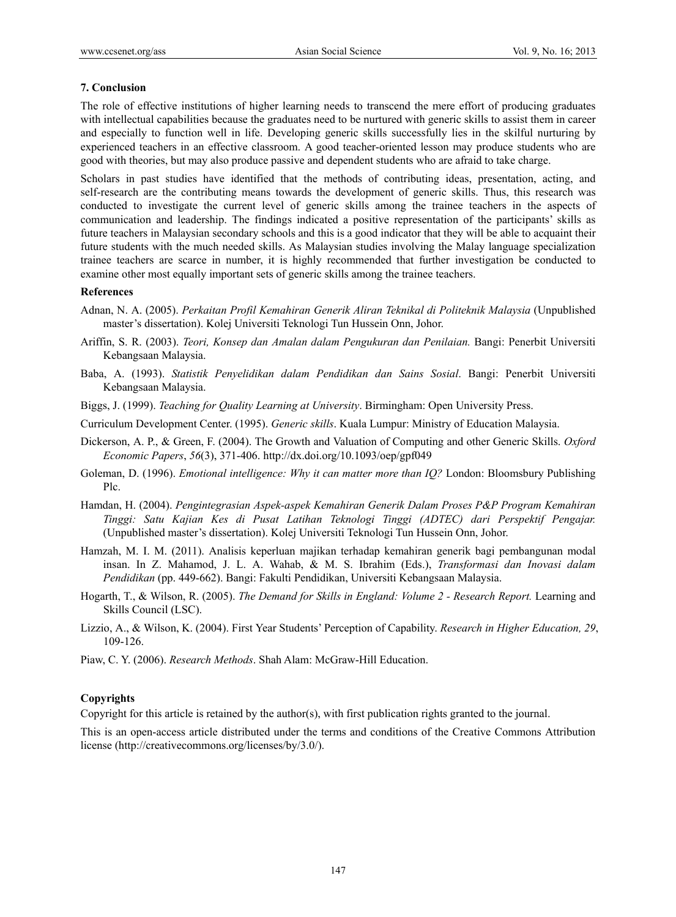## 7. Conclusion

The role of effective institutions of higher learning needs to transcend the mere effort of producing graduates with intellectual capabilities because the graduates need to be nurtured with generic skills to assist them in career and especially to function well in life. Developing generic skills successfully lies in the skilful nurturing by experienced teachers in an effective classroom. A good teacher-oriented lesson may produce students who are good with theories, but may also produce passive and dependent students who are afraid to take charge.

Scholars in past studies have identified that the methods of contributing ideas, presentation, acting, and self-research are the contributing means towards the development of generic skills. Thus, this research was conducted to investigate the current level of generic skills among the trainee teachers in the aspects of communication and leadership. The findings indicated a positive representation of the participants' skills as future teachers in Malaysian secondary schools and this is a good indicator that they will be able to acquaint their future students with the much needed skills. As Malaysian studies involving the Malay language specialization trainee teachers are scarce in number, it is highly recommended that further investigation be conducted to examine other most equally important sets of generic skills among the trainee teachers.

## References

Adnan, N. A. (2005). *Perkaitan Profil Kemahiran Generik Aliran Teknikal di Politeknik Malaysia* (Unpublished master's dissertation). Kolej Universiti Teknologi Tun Hussein Onn, Johor.

Ariffin, S. R. (2003). *Teori, Konsep dan Amalan dalam Pengukuran dan Penilaian.* Bangi: Penerbit Universiti Kebangsaan Malaysia.

Baba, A. (1993). *Statistik Penyelidikan dalam Pendidikan dan Sains Sosial*. Bangi: Penerbit Universiti Kebangsaan Malaysia.

Biggs, J. (1999). *Teaching for Quality Learning at University*. Birmingham: Open University Press.

Curriculum Development Center. (1995). *Generic skills*. Kuala Lumpur: Ministry of Education Malaysia.

Dickerson, A. P., & Green, F. (2004). The Growth and Valuation of Computing and other Generic Skills. *Oxford Economic Papers*, *56*(3), 371-406. http://dx.doi.org/10.1093/oep/gpf049

Goleman, D. (1996). *Emotional intelligence: Why it can matter more than IQ?* London: Bloomsbury Publishing Plc.

Hamdan, H. (2004). *Pengintegrasian Aspek-aspek Kemahiran Generik Dalam Proses P&P Program Kemahiran Tinggi: Satu Kajian Kes di Pusat Latihan Teknologi Tinggi (ADTEC) dari Perspektif Pengajar.* (Unpublished master's dissertation). Kolej Universiti Teknologi Tun Hussein Onn, Johor.

Hamzah, M. I. M. (2011). Analisis keperluan majikan terhadap kemahiran generik bagi pembangunan modal insan. In Z. Mahamod, J. L. A. Wahab, & M. S. Ibrahim (Eds.), *Transformasi dan Inovasi dalam Pendidikan* (pp. 449-662). Bangi: Fakulti Pendidikan, Universiti Kebangsaan Malaysia.

Hogarth, T., & Wilson, R. (2005). *The Demand for Skills in England: Volume 2 - Research Report.* Learning and Skills Council (LSC).

Lizzio, A., & Wilson, K. (2004). First Year Students' Perception of Capability. *Research in Higher Education, 29*, 109-126.

Piaw, C. Y. (2006). *Research Methods*. Shah Alam: McGraw-Hill Education.

## Copyrights

Copyright for this article is retained by the author(s), with first publication rights granted to the journal.

This is an open-access article distributed under the terms and conditions of the Creative Commons Attribution license (http://creativecommons.org/licenses/by/3.0/).